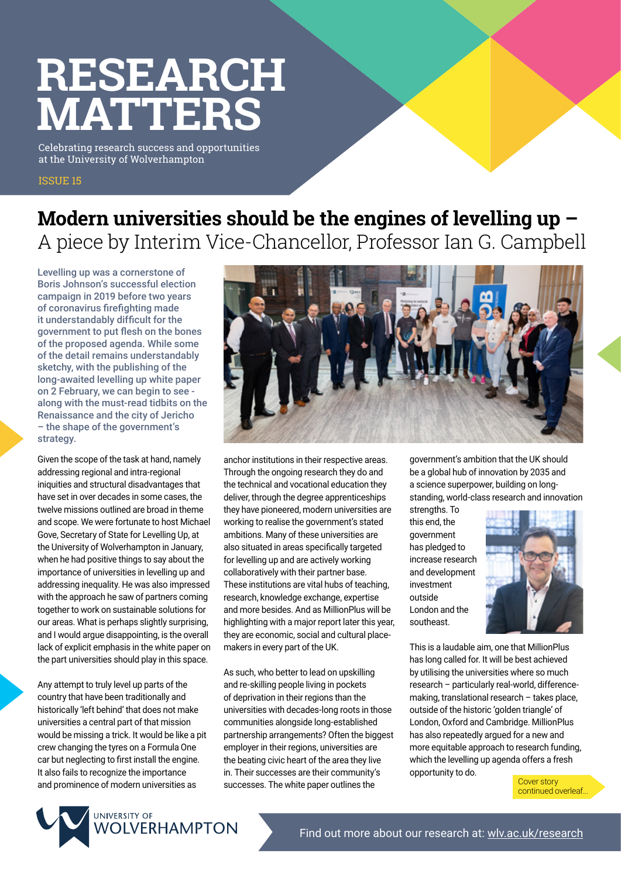# RESEARCH MATTERS

Celebrating research success and opportunities at the University of Wolverhampton

ISSUE 15

## Modern universities should be the engines of levelling up – A piece by Interim Vice-Chancellor, Professor Ian G. Campbell

**Levelling up was a cornerstone of Boris Johnson's successful election campaign in 2019 before two years of coronavirus firefighting made it understandably difficult for the government to put flesh on the bones of the proposed agenda. While some of the detail remains understandably sketchy, with the publishing of the long-awaited levelling up white paper on 2 February, we can begin to see - along with the must-read tidbits on the Renaissance and the city of Jericho – the shape of the government's strategy.**

Given the scope of the task at hand, namely addressing regional and intra-regional iniquities and structural disadvantages that have set in over decades in some cases, the twelve missions outlined are broad in theme and scope. We were fortunate to host Michael Gove, Secretary of State for Levelling Up, at the University of Wolverhampton in January, when he had positive things to say about the importance of universities in levelling up and addressing inequality. He was also impressed with the approach he saw of partners coming together to work on sustainable solutions for our areas. What is perhaps slightly surprising, and I would argue disappointing, is the overall lack of explicit emphasis in the white paper on the part universities should play in this space.

Any attempt to truly level up parts of the country that have been traditionally and historically 'left behind' that does not make universities a central part of that mission would be missing a trick. It would be like a pit crew changing the tyres on a Formula One car but neglecting to first install the engine. It also fails to recognize the importance and prominence of modern universities as anchor institutions in their respective areas. Through the ongoing research they do and the technical and vocational education they deliver, through the degree apprenticeships they have pioneered, modern universities are working to realise the government's stated ambitions. Many of these universities are also situated in areas specifically targeted for levelling up and are actively working collaboratively with their partner base. These institutions are vital hubs of teaching, research, knowledge exchange, expertise and more besides. And as MillionPlus will be highlighting with a major report later this year, they are economic, social and cultural place-makers in every part of the UK.

As such, who better to lead on upskilling and re-skilling people living in pockets of deprivation in their regions than the universities with decades-long roots in those communities alongside long-established partnership arrangements? Often the biggest employer in their regions, universities are the beating civic heart of the area they live in. Their successes are their community's successes. The white paper outlines the government's ambition that the UK should be a global hub of innovation by 2035 and a science superpower, building on long-standing, world-class research and innovation strengths. To this end, the government has pledged to increase research and development investment outside London and the southeast.

This is a laudable aim, one that MillionPlus has long called for. It will be best achieved by utilising the universities where so much research – particularly real-world, difference-making, translational research – takes place, outside of the historic 'golden triangle' of London, Oxford and Cambridge. MillionPlus has also repeatedly argued for a new and more equitable approach to research funding, which the levelling up agenda offers a fresh opportunity to do.

Cover story continued overleaf...

Find out more about our research at: wlv.ac.uk/research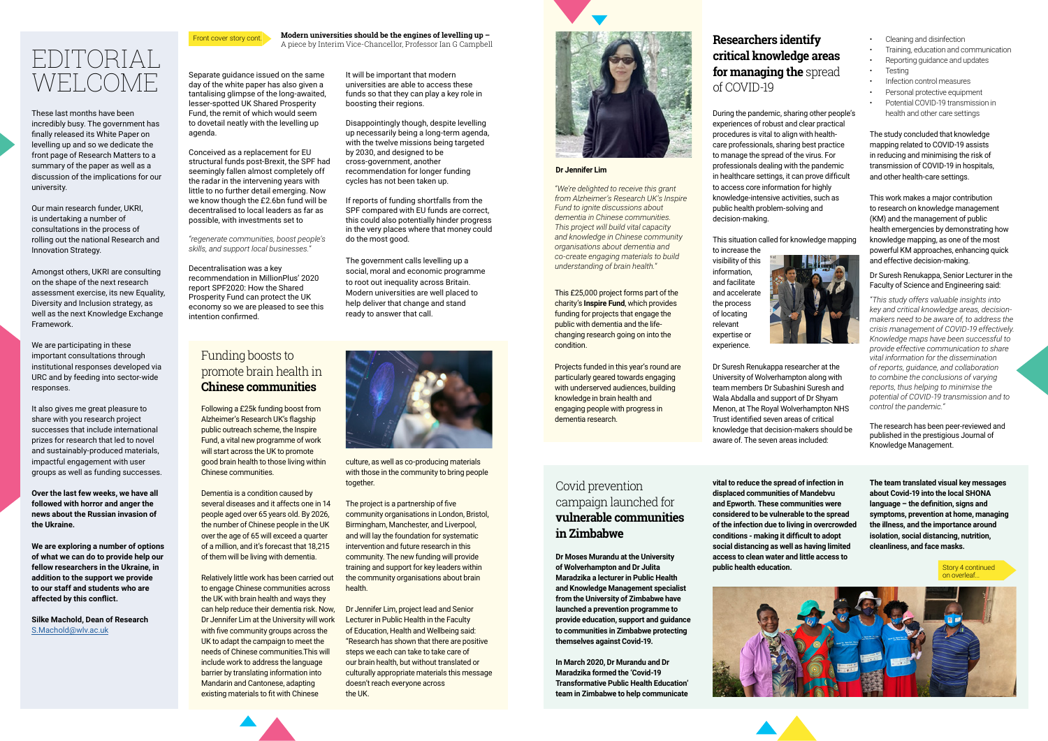# EDITORIAL WELCOME

These last months have been incredibly busy. The government has finally released its White Paper on levelling up and so we dedicate the front page of Research Matters to a summary of the paper as well as a discussion of the implications for our university.

Our main research funder, UKRI, is undertaking a number of consultations in the process of rolling out the national Research and Innovation Strategy.

Amongst others, UKRI are consulting on the shape of the next research assessment exercise, its new Equality, Diversity and Inclusion strategy, as well as the next Knowledge Exchange Framework.

We are participating in these important consultations through institutional responses developed via URC and by feeding into sector-wide responses.

It also gives me great pleasure to share with you research project successes that include international prizes for research that led to novel and sustainably-produced materials, impactful engagement with user groups as well as funding successes.

**Over the last few weeks, we have all followed with horror and anger the news about the Russian invasion of the Ukraine.**

**We are exploring a number of options of what we can do to provide help our fellow researchers in the Ukraine, in addition to the support we provide to our staff and students who are affected by this conflict.**

**Silke Machold, Dean of Research**
S.Machold@wlv.ac.uk

---

Front cover story cont.

**Modern universities should be the engines of levelling up –**
A piece by Interim Vice-Chancellor, Professor Ian G Campbell

Separate guidance issued on the same day of the white paper has also given a tantalising glimpse of the long-awaited, lesser-spotted UK Shared Prosperity Fund, the remit of which would seem to dovetail neatly with the levelling up agenda.

Conceived as a replacement for EU structural funds post-Brexit, the SPF had seemingly fallen almost completely off the radar in the intervening years with little to no further detail emerging. Now we know though the £2.6bn fund will be decentralised to local leaders as far as possible, with investments set to

*"regenerate communities, boost people's skills, and support local businesses."*

Decentralisation was a key recommendation in MillionPlus' 2020 report SPF2020: How the Shared Prosperity Fund can protect the UK economy so we are pleased to see this intention confirmed.

It will be important that modern universities are able to access these funds so that they can play a key role in boosting their regions.

Disappointingly though, despite levelling up necessarily being a long-term agenda, with the twelve missions being targeted by 2030, and designed to be cross-government, another recommendation for longer funding cycles has not been taken up.

If reports of funding shortfalls from the SPF compared with EU funds are correct, this could also potentially hinder progress in the very places where that money could do the most good.

The government calls levelling up a social, moral and economic programme to root out inequality across Britain. Modern universities are well placed to help deliver that change and stand ready to answer that call.

---

## Funding boosts to promote brain health in **Chinese communities**

Following a £25k funding boost from Alzheimer's Research UK's flagship public outreach scheme, the Inspire Fund, a vital new programme of work will start across the UK to promote good brain health to those living within Chinese communities.

Dementia is a condition caused by several diseases and it affects one in 14 people aged over 65 years old. By 2026, the number of Chinese people in the UK over the age of 65 will exceed a quarter of a million, and it's forecast that 18,215 of them will be living with dementia.

Relatively little work has been carried out to engage Chinese communities across the UK with brain health and ways they can help reduce their dementia risk. Now, Dr Jennifer Lim at the University will work with five community groups across the UK to adapt the campaign to meet the needs of Chinese communities.This will include work to address the language barrier by translating information into Mandarin and Cantonese, adapting existing materials to fit with Chinese culture, as well as co-producing materials with those in the community to bring people together.

The project is a partnership of five community organisations in London, Bristol, Birmingham, Manchester, and Liverpool, and will lay the foundation for systematic intervention and future research in this community. The new funding will provide training and support for key leaders within the community organisations about brain health.

Dr Jennifer Lim, project lead and Senior Lecturer in Public Health in the Faculty of Education, Health and Wellbeing said: "Research has shown that there are positive steps we each can take to take care of our brain health, but without translated or culturally appropriate materials this message doesn't reach everyone across the UK.

**Dr Jennifer Lim**

*"We're delighted to receive this grant from Alzheimer's Research UK's Inspire Fund to ignite discussions about dementia in Chinese communities. This project will build vital capacity and knowledge in Chinese community organisations about dementia and co-create engaging materials to build understanding of brain health."*

This £25,000 project forms part of the charity's **Inspire Fund**, which provides funding for projects that engage the public with dementia and the life-changing research going on into the condition.

Projects funded in this year's round are particularly geared towards engaging with underserved audiences, building knowledge in brain health and engaging people with progress in dementia research.

---

## **Researchers identify critical knowledge areas for managing the** spread of COVID-19

During the pandemic, sharing other people's experiences of robust and clear practical procedures is vital to align with health-care professionals, sharing best practice to manage the spread of the virus. For professionals dealing with the pandemic in healthcare settings, it can prove difficult to access core information for highly knowledge-intensive activities, such as public health problem-solving and decision-making.

This situation called for knowledge mapping to increase the visibility of this information, and facilitate and accelerate the process of locating relevant expertise or experience.

Dr Suresh Renukappa researcher at the University of Wolverhampton along with team members Dr Subashini Suresh and Wala Abdalla and support of Dr Shyam Menon, at The Royal Wolverhampton NHS Trust identified seven areas of critical knowledge that decision-makers should be aware of. The seven areas included:

- Cleaning and disinfection
- Training, education and communication
- Reporting guidance and updates
- Testing
- Infection control measures
- Personal protective equipment
- Potential COVID-19 transmission in health and other care settings

The study concluded that knowledge mapping related to COVID-19 assists in reducing and minimising the risk of transmission of COVID-19 in hospitals, and other health-care settings.

This work makes a major contribution to research on knowledge management (KM) and the management of public health emergencies by demonstrating how knowledge mapping, as one of the most powerful KM approaches, enhancing quick and effective decision-making.

Dr Suresh Renukappa, Senior Lecturer in the Faculty of Science and Engineering said:

*"This study offers valuable insights into key and critical knowledge areas, decision-makers need to be aware of, to address the crisis management of COVID-19 effectively. Knowledge maps have been successful to provide effective communication to share vital information for the dissemination of reports, guidance, and collaboration to combine the conclusions of varying reports, thus helping to minimise the potential of COVID-19 transmission and to control the pandemic."*

The research has been peer-reviewed and published in the prestigious Journal of Knowledge Management.

---

## Covid prevention campaign launched for **vulnerable communities in Zimbabwe**

**Dr Moses Murandu at the University of Wolverhampton and Dr Julita Maradzika a lecturer in Public Health and Knowledge Management specialist from the University of Zimbabwe have launched a prevention programme to provide education, support and guidance to communities in Zimbabwe protecting themselves against Covid-19.**

**In March 2020, Dr Murandu and Dr Maradzika formed the 'Covid-19 Transformative Public Health Education' team in Zimbabwe to help communicate vital to reduce the spread of infection in displaced communities of Mandebvu and Epworth. These communities were considered to be vulnerable to the spread of the infection due to living in overcrowded conditions - making it difficult to adopt social distancing as well as having limited access to clean water and little access to public health education.**

**The team translated visual key messages about Covid-19 into the local SHONA language – the definition, signs and symptoms, prevention at home, managing the illness, and the importance around isolation, social distancing, nutrition, cleanliness, and face masks.**

Story 4 continued on overleaf...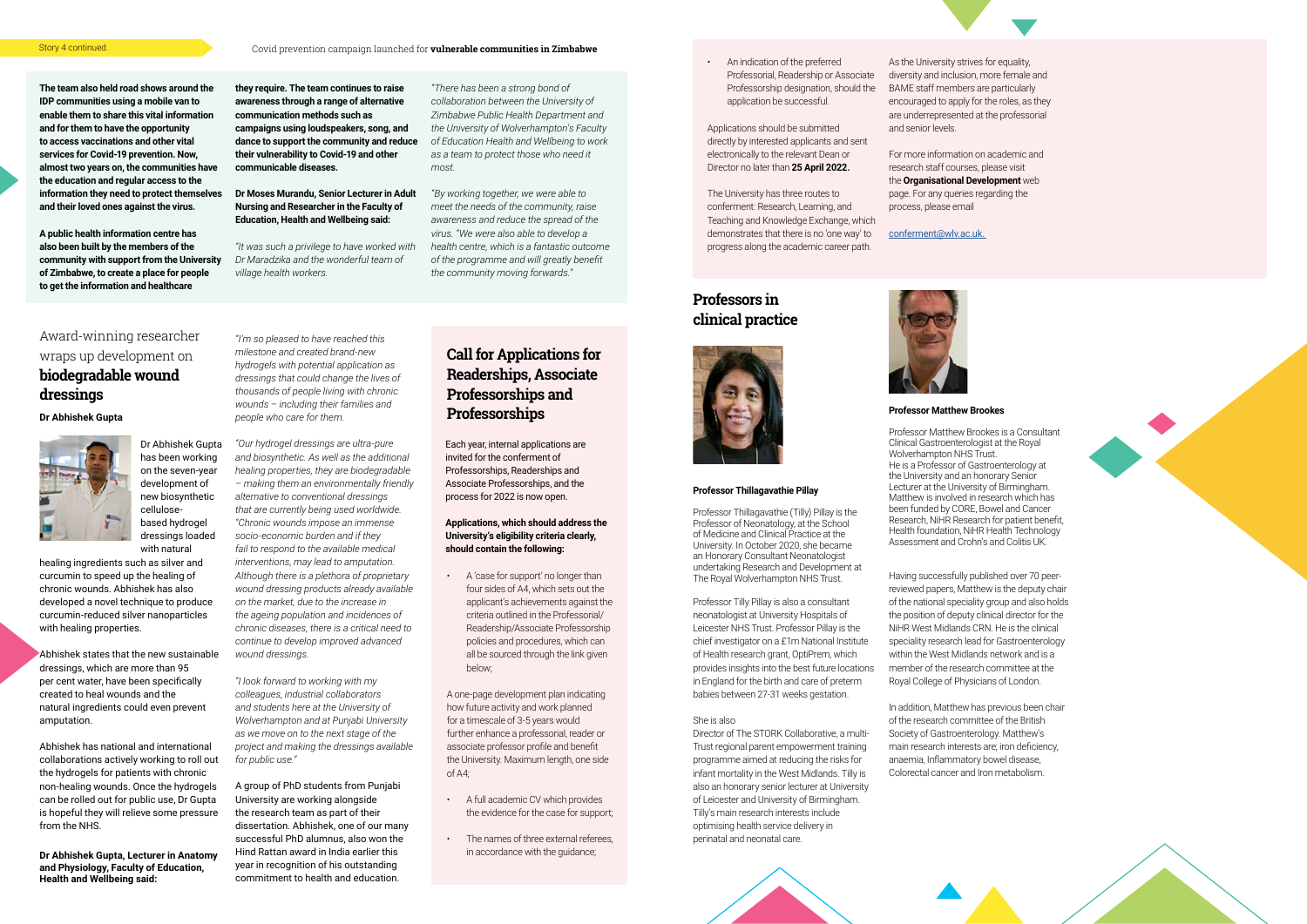Story 4 continued.

Covid prevention campaign launched for **vulnerable communities in Zimbabwe**

**The team also held road shows around the IDP communities using a mobile van to enable them to share this vital information and for them to have the opportunity to access vaccinations and other vital services for Covid-19 prevention. Now, almost two years on, the communities have the education and regular access to the information they need to protect themselves and their loved ones against the virus.**

**A public health information centre has also been built by the members of the community with support from the University of Zimbabwe, to create a place for people to get the information and healthcare they require. The team continues to raise awareness through a range of alternative communication methods such as campaigns using loudspeakers, song, and dance to support the community and reduce their vulnerability to Covid-19 and other communicable diseases.**

**Dr Moses Murandu, Senior Lecturer in Adult Nursing and Researcher in the Faculty of Education, Health and Wellbeing said:**

*"It was such a privilege to have worked with Dr Maradzika and the wonderful team of village health workers.*

*"There has been a strong bond of collaboration between the University of Zimbabwe Public Health Department and the University of Wolverhampton's Faculty of Education Health and Wellbeing to work as a team to protect those who need it most.*

*"By working together, we were able to meet the needs of the community, raise awareness and reduce the spread of the virus. "We were also able to develop a health centre, which is a fantastic outcome of the programme and will greatly benefit the community moving forwards."*

## Award-winning researcher wraps up development on **biodegradable wound dressings**

**Dr Abhishek Gupta**

Dr Abhishek Gupta has been working on the seven-year development of new biosynthetic cellulose-based hydrogel dressings loaded with natural healing ingredients such as silver and curcumin to speed up the healing of chronic wounds. Abhishek has also developed a novel technique to produce curcumin-reduced silver nanoparticles with healing properties.

Abhishek states that the new sustainable dressings, which are more than 95 per cent water, have been specifically created to heal wounds and the natural ingredients could even prevent amputation.

Abhishek has national and international collaborations actively working to roll out the hydrogels for patients with chronic non-healing wounds. Once the hydrogels can be rolled out for public use, Dr Gupta is hopeful they will relieve some pressure from the NHS.

**Dr Abhishek Gupta, Lecturer in Anatomy and Physiology, Faculty of Education, Health and Wellbeing said:**

*"I'm so pleased to have reached this milestone and created brand-new hydrogels with potential application as dressings that could change the lives of thousands of people living with chronic wounds – including their families and people who care for them.*

*"Our hydrogel dressings are ultra-pure and biosynthetic. As well as the additional healing properties, they are biodegradable – making them an environmentally friendly alternative to conventional dressings that are currently being used worldwide. "Chronic wounds impose an immense socio-economic burden and if they fail to respond to the available medical interventions, they may lead to amputation. Although there is a plethora of proprietary wound dressing products already available on the market, due to the increase in the ageing population and incidences of chronic diseases, there is a critical need to continue to develop improved advanced wound dressings.*

*"I look forward to working with my colleagues, industrial collaborators and students here at the University of Wolverhampton and at Punjabi University as we move on to the next stage of the project and making the dressings available for public use."*

A group of PhD students from Punjabi University are working alongside the research team as part of their dissertation. Abhishek, one of our many successful PhD alumnus, also won the Hind Rattan award in India earlier this year in recognition of his outstanding commitment to health and education.

## Call for Applications for Readerships, Associate Professorships and Professorships

Each year, internal applications are invited for the conferment of Professorships, Readerships and Associate Professorships, and the process for 2022 is now open.

**Applications, which should address the University's eligibility criteria clearly, should contain the following:**

- A 'case for support' no longer than four sides of A4, which sets out the applicant's achievements against the criteria outlined in the Professorial/Readership/Associate Professorship policies and procedures, which can all be sourced through the link given below;

A one-page development plan indicating how future activity and work planned for a timescale of 3-5 years would further enhance a professorial, reader or associate professor profile and benefit the University. Maximum length, one side of A4;

- A full academic CV which provides the evidence for the case for support;
- The names of three external referees, in accordance with the guidance;
- An indication of the preferred Professorial, Readership or Associate Professorship designation, should the application be successful.

Applications should be submitted directly by interested applicants and sent electronically to the relevant Dean or Director no later than **25 April 2022.**

The University has three routes to conferment: Research, Learning, and Teaching and Knowledge Exchange, which demonstrates that there is no 'one way' to progress along the academic career path.

As the University strives for equality, diversity and inclusion, more female and BAME staff members are particularly encouraged to apply for the roles, as they are underrepresented at the professorial and senior levels.

For more information on academic and research staff courses, please visit the **Organisational Development** web page. For any queries regarding the process, please email

conferment@wlv.ac.uk.

## Professors in clinical practice

**Professor Thillagavathie Pillay**

Professor Thillagavathie (Tilly) Pillay is the Professor of Neonatology, at the School of Medicine and Clinical Practice at the University. In October 2020, she became an Honorary Consultant Neonatologist undertaking Research and Development at The Royal Wolverhampton NHS Trust.

Professor Tilly Pillay is also a consultant neonatologist at University Hospitals of Leicester NHS Trust. Professor Pillay is the chief investigator on a £1m National Institute of Health research grant, OptiPrem, which provides insights into the best future locations in England for the birth and care of preterm babies between 27-31 weeks gestation.

She is also

Director of The STORK Collaborative, a multi-Trust regional parent empowerment training programme aimed at reducing the risks for infant mortality in the West Midlands. Tilly is also an honorary senior lecturer at University of Leicester and University of Birmingham. Tilly's main research interests include optimising health service delivery in perinatal and neonatal care.

**Professor Matthew Brookes**

Professor Matthew Brookes is a Consultant Clinical Gastroenterologist at the Royal Wolverhampton NHS Trust. He is a Professor of Gastroenterology at the University and an honorary Senior Lecturer at the University of Birmingham. Matthew is involved in research which has been funded by CORE, Bowel and Cancer Research, NiHR Research for patient benefit, Health foundation, NiHR Health Technology Assessment and Crohn's and Colitis UK.

Having successfully published over 70 peer-reviewed papers, Matthew is the deputy chair of the national speciality group and also holds the position of deputy clinical director for the NiHR West Midlands CRN. He is the clinical speciality research lead for Gastroenterology within the West Midlands network and is a member of the research committee at the Royal College of Physicians of London.

In addition, Matthew has previous been chair of the research committee of the British Society of Gastroenterology. Matthew's main research interests are; iron deficiency, anaemia, Inflammatory bowel disease, Colorectal cancer and Iron metabolism.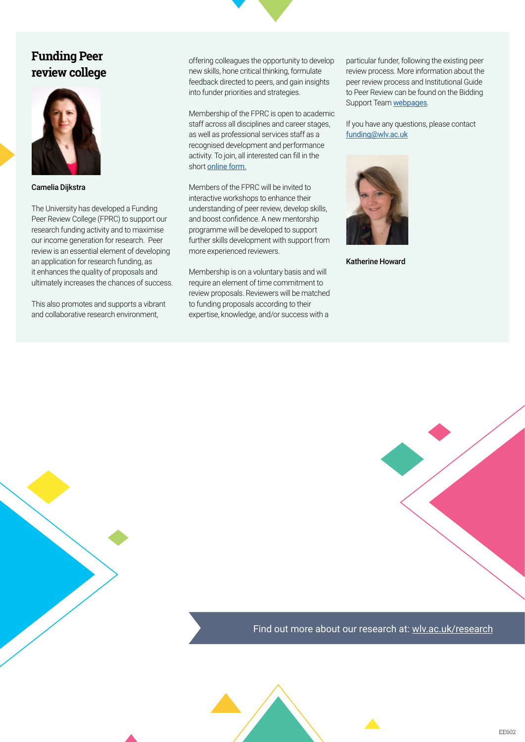## Funding Peer review college

Camelia Dijkstra

The University has developed a Funding Peer Review College (FPRC) to support our research funding activity and to maximise our income generation for research. Peer review is an essential element of developing an application for research funding, as it enhances the quality of proposals and ultimately increases the chances of success.

This also promotes and supports a vibrant and collaborative research environment, offering colleagues the opportunity to develop new skills, hone critical thinking, formulate feedback directed to peers, and gain insights into funder priorities and strategies.

Membership of the FPRC is open to academic staff across all disciplines and career stages, as well as professional services staff as a recognised development and performance activity. To join, all interested can fill in the short online form.

Members of the FPRC will be invited to interactive workshops to enhance their understanding of peer review, develop skills, and boost confidence. A new mentorship programme will be developed to support further skills development with support from more experienced reviewers.

Membership is on a voluntary basis and will require an element of time commitment to review proposals. Reviewers will be matched to funding proposals according to their expertise, knowledge, and/or success with a particular funder, following the existing peer review process. More information about the peer review process and Institutional Guide to Peer Review can be found on the Bidding Support Team webpages.

If you have any questions, please contact funding@wlv.ac.uk

Katherine Howard

Find out more about our research at: wlv.ac.uk/research